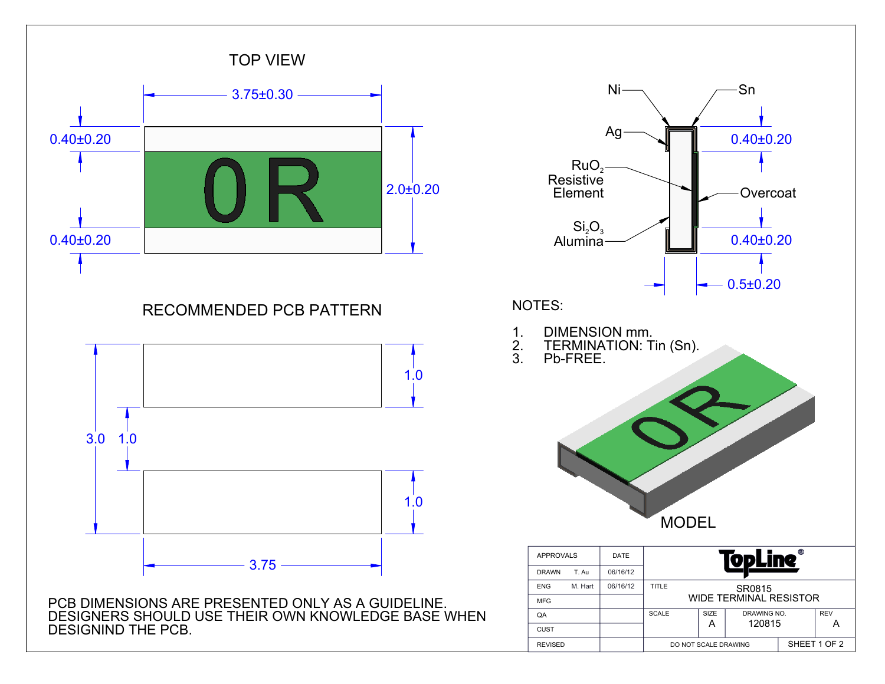## TOP VIEW

3.75±0.30

0.40±0.20

2.0±0.20

0.40±0.20

0R

Ni

Sn

Ag

0.40±0.20

$RuO_2$ Resistive Element

Overcoat

$Si_2O_3$ Alumina

0.40±0.20

0.5±0.20

## RECOMMENDED PCB PATTERN

3.0

1.0

1.0

1.0

3.75

PCB DIMENSIONS ARE PRESENTED ONLY AS A GUIDELINE. DESIGNERS SHOULD USE THEIR OWN KNOWLEDGE BASE WHEN DESIGNIND THE PCB.

## NOTES:

1. DIMENSION mm.
2. TERMINATION: Tin (Sn).
3. Pb-FREE.

MODEL

| APPROVALS | | DATE | TopLine® | | | |
|---|---|---|---|---|---|---|
| DRAWN | T. Au | 06/16/12 | | | | |
| ENG | M. Hart | 06/16/12 | TITLE: SR0815 WIDE TERMINAL RESISTOR | | | |
| MFG | | | | | | |
| QA | | | SCALE | SIZE A | DRAWING NO. 120815 | REV A |
| CUST | | | | | | |
| REVISED | | | DO NOT SCALE DRAWING | | SHEET 1 OF 2 | |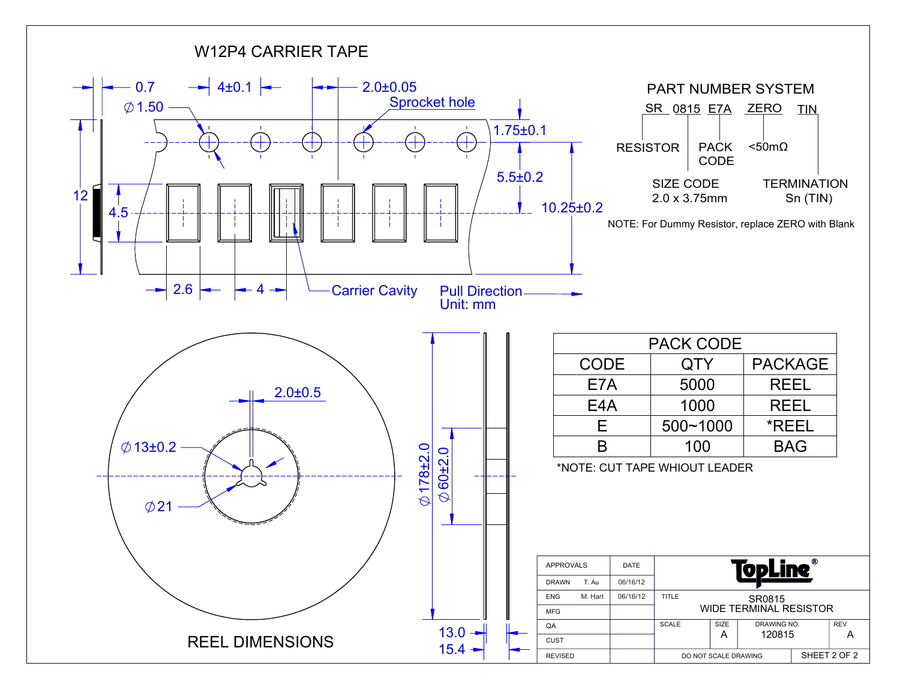## W12P4 CARRIER TAPE

0.7

4±0.1

2.0±0.05

∅1.50

Sprocket hole

1.75±0.1

12

5.5±0.2

4.5

10.25±0.2

2.6

4

Carrier Cavity

Pull Direction

Unit: mm

## PART NUMBER SYSTEM

SR 0815 E7A ZERO TIN

RESISTOR

SIZE CODE
2.0 x 3.75mm

PACK CODE

<50mΩ

TERMINATION
Sn (TIN)

NOTE: For Dummy Resistor, replace ZERO with Blank

## REEL DIMENSIONS

2.0±0.5

∅13±0.2

∅21

∅178±2.0

∅60±2.0

13.0

15.4

| PACK CODE | | |
|---|---|---|
| CODE | QTY | PACKAGE |
| E7A | 5000 | REEL |
| E4A | 1000 | REEL |
| E | 500~1000 | *REEL |
| B | 100 | BAG |

*NOTE: CUT TAPE WHIOUT LEADER

| APPROVALS | | DATE |
|---|---|---|
| DRAWN | T. Au | 06/16/12 |
| ENG | M. Hart | 06/16/12 |
| MFG | | |
| QA | | |
| CUST | | |
| REVISED | | |

TopLine®

TITLE: SR0815 WIDE TERMINAL RESISTOR

SCALE | SIZE: A | DRAWING NO.: 120815 | REV: A

DO NOT SCALE DRAWING